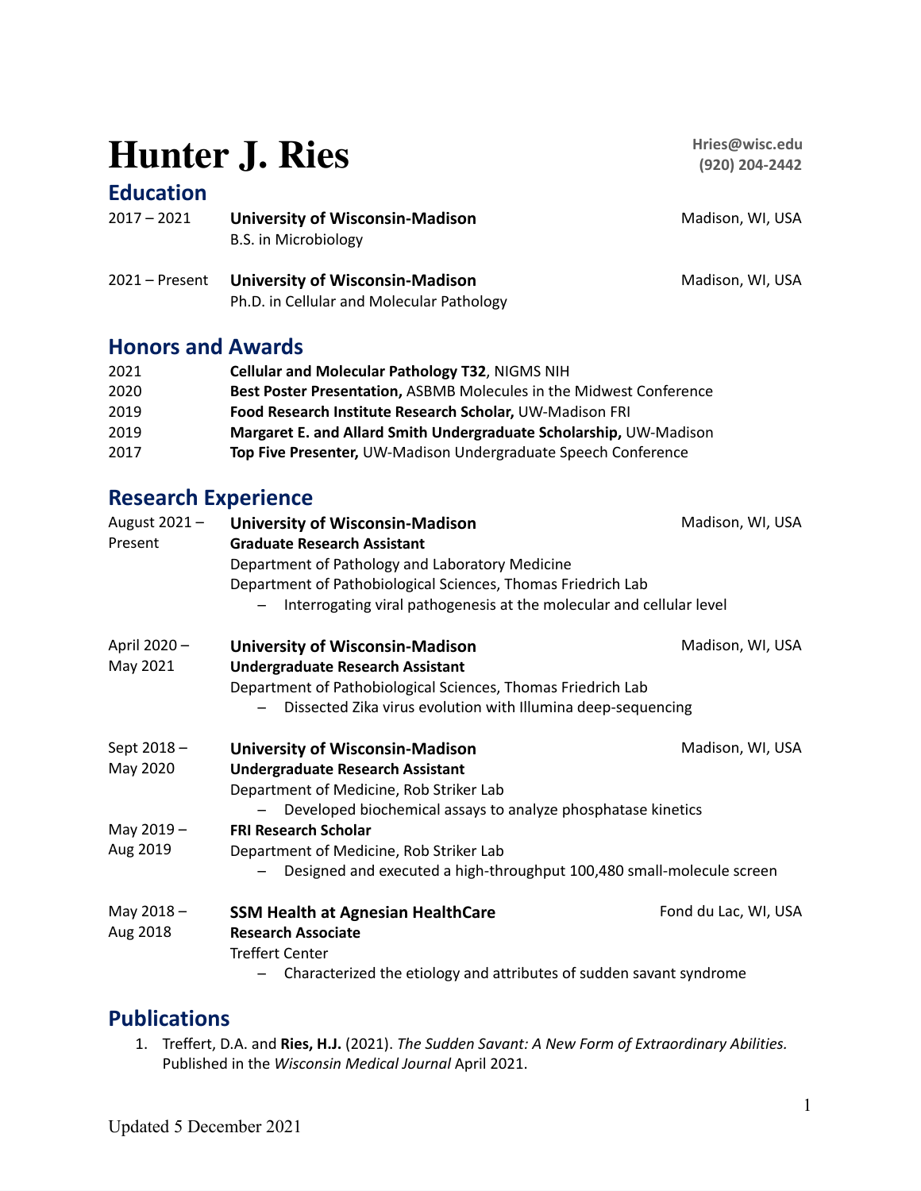# Hunter J. Ries

**Hries@wisc.edu**
**(920) 204-2442**

## Education

2017 – 2021 **University of Wisconsin-Madison** — Madison, WI, USA
B.S. in Microbiology

2021 – Present **University of Wisconsin-Madison** — Madison, WI, USA
Ph.D. in Cellular and Molecular Pathology

## Honors and Awards

| | |
|---|---|
| 2021 | **Cellular and Molecular Pathology T32**, NIGMS NIH |
| 2020 | **Best Poster Presentation,** ASBMB Molecules in the Midwest Conference |
| 2019 | **Food Research Institute Research Scholar,** UW-Madison FRI |
| 2019 | **Margaret E. and Allard Smith Undergraduate Scholarship,** UW-Madison |
| 2017 | **Top Five Presenter,** UW-Madison Undergraduate Speech Conference |

## Research Experience

August 2021 – Present **University of Wisconsin-Madison** — Madison, WI, USA
**Graduate Research Assistant**
Department of Pathology and Laboratory Medicine
Department of Pathobiological Sciences, Thomas Friedrich Lab
- Interrogating viral pathogenesis at the molecular and cellular level

April 2020 – May 2021 **University of Wisconsin-Madison** — Madison, WI, USA
**Undergraduate Research Assistant**
Department of Pathobiological Sciences, Thomas Friedrich Lab
- Dissected Zika virus evolution with Illumina deep-sequencing

Sept 2018 – May 2020 **University of Wisconsin-Madison** — Madison, WI, USA
**Undergraduate Research Assistant**
Department of Medicine, Rob Striker Lab
- Developed biochemical assays to analyze phosphatase kinetics

May 2019 – Aug 2019 **FRI Research Scholar**
Department of Medicine, Rob Striker Lab
- Designed and executed a high-throughput 100,480 small-molecule screen

May 2018 – Aug 2018 **SSM Health at Agnesian HealthCare** — Fond du Lac, WI, USA
**Research Associate**
Treffert Center
- Characterized the etiology and attributes of sudden savant syndrome

## Publications

1. Treffert, D.A. and **Ries, H.J.** (2021). *The Sudden Savant: A New Form of Extraordinary Abilities.* Published in the *Wisconsin Medical Journal* April 2021.

Updated 5 December 2021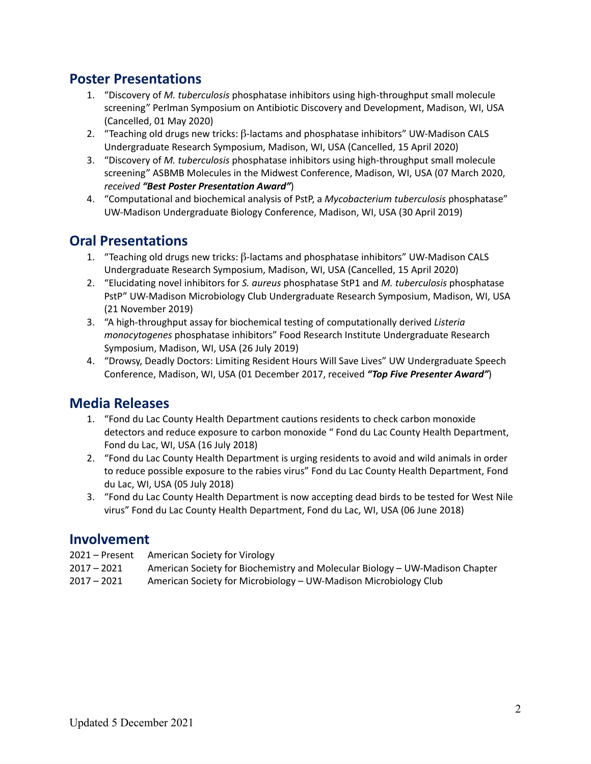## Poster Presentations

1. "Discovery of *M. tuberculosis* phosphatase inhibitors using high-throughput small molecule screening" Perlman Symposium on Antibiotic Discovery and Development, Madison, WI, USA (Cancelled, 01 May 2020)
2. "Teaching old drugs new tricks: β-lactams and phosphatase inhibitors" UW-Madison CALS Undergraduate Research Symposium, Madison, WI, USA (Cancelled, 15 April 2020)
3. "Discovery of *M. tuberculosis* phosphatase inhibitors using high-throughput small molecule screening" ASBMB Molecules in the Midwest Conference, Madison, WI, USA (07 March 2020, *received* ***"Best Poster Presentation Award"***)
4. "Computational and biochemical analysis of PstP, a *Mycobacterium tuberculosis* phosphatase" UW-Madison Undergraduate Biology Conference, Madison, WI, USA (30 April 2019)

## Oral Presentations

1. "Teaching old drugs new tricks: β-lactams and phosphatase inhibitors" UW-Madison CALS Undergraduate Research Symposium, Madison, WI, USA (Cancelled, 15 April 2020)
2. "Elucidating novel inhibitors for *S. aureus* phosphatase StP1 and *M. tuberculosis* phosphatase PstP" UW-Madison Microbiology Club Undergraduate Research Symposium, Madison, WI, USA (21 November 2019)
3. "A high-throughput assay for biochemical testing of computationally derived *Listeria monocytogenes* phosphatase inhibitors" Food Research Institute Undergraduate Research Symposium, Madison, WI, USA (26 July 2019)
4. "Drowsy, Deadly Doctors: Limiting Resident Hours Will Save Lives" UW Undergraduate Speech Conference, Madison, WI, USA (01 December 2017, received ***"Top Five Presenter Award"***)

## Media Releases

1. "Fond du Lac County Health Department cautions residents to check carbon monoxide detectors and reduce exposure to carbon monoxide " Fond du Lac County Health Department, Fond du Lac, WI, USA (16 July 2018)
2. "Fond du Lac County Health Department is urging residents to avoid and wild animals in order to reduce possible exposure to the rabies virus" Fond du Lac County Health Department, Fond du Lac, WI, USA (05 July 2018)
3. "Fond du Lac County Health Department is now accepting dead birds to be tested for West Nile virus" Fond du Lac County Health Department, Fond du Lac, WI, USA (06 June 2018)

## Involvement

| | |
|---|---|
| 2021 – Present | American Society for Virology |
| 2017 – 2021 | American Society for Biochemistry and Molecular Biology – UW-Madison Chapter |
| 2017 – 2021 | American Society for Microbiology – UW-Madison Microbiology Club |

Updated 5 December 2021